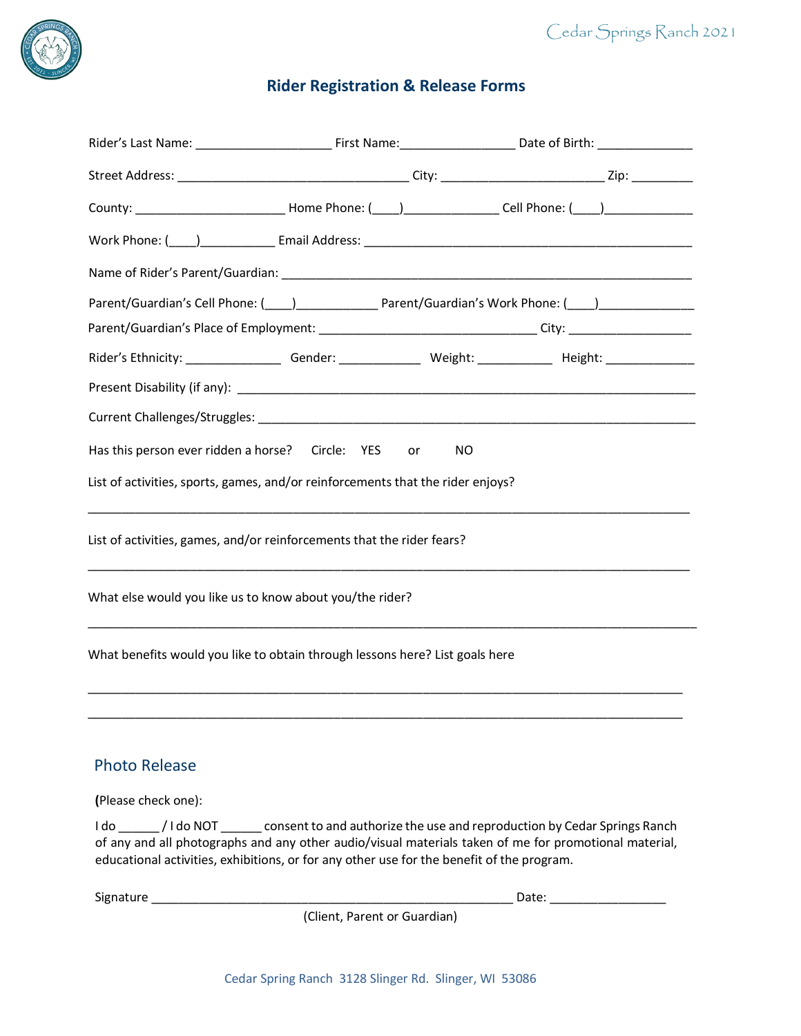# Rider Registration & Release Forms

Rider's Last Name: ____________________ First Name:_________________ Date of Birth: ______________

Street Address: __________________________________ City: ________________________ Zip: _________

County: ______________________ Home Phone: (____)______________ Cell Phone: (____)_____________

Work Phone: (____)___________ Email Address: ________________________________________________

Name of Rider's Parent/Guardian: _____________________________________________________________

Parent/Guardian's Cell Phone: (____)____________ Parent/Guardian's Work Phone: (____)______________

Parent/Guardian's Place of Employment: ________________________________ City: __________________

Rider's Ethnicity: ______________ Gender: ____________ Weight: ___________ Height: _____________

Present Disability (if any): ____________________________________________________________________

Current Challenges/Struggles: _________________________________________________________________

Has this person ever ridden a horse? Circle: YES or NO

List of activities, sports, games, and/or reinforcements that the rider enjoys?

________________________________________________________________________________________

List of activities, games, and/or reinforcements that the rider fears?

________________________________________________________________________________________

What else would you like us to know about you/the rider?

________________________________________________________________________________________

What benefits would you like to obtain through lessons here? List goals here

________________________________________________________________________________________

________________________________________________________________________________________

## Photo Release

**(**Please check one):

I do ______ / I do NOT ______ consent to and authorize the use and reproduction by Cedar Springs Ranch of any and all photographs and any other audio/visual materials taken of me for promotional material, educational activities, exhibitions, or for any other use for the benefit of the program.

Signature ______________________________________________________ Date: _________________

(Client, Parent or Guardian)

Cedar Spring Ranch 3128 Slinger Rd. Slinger, WI 53086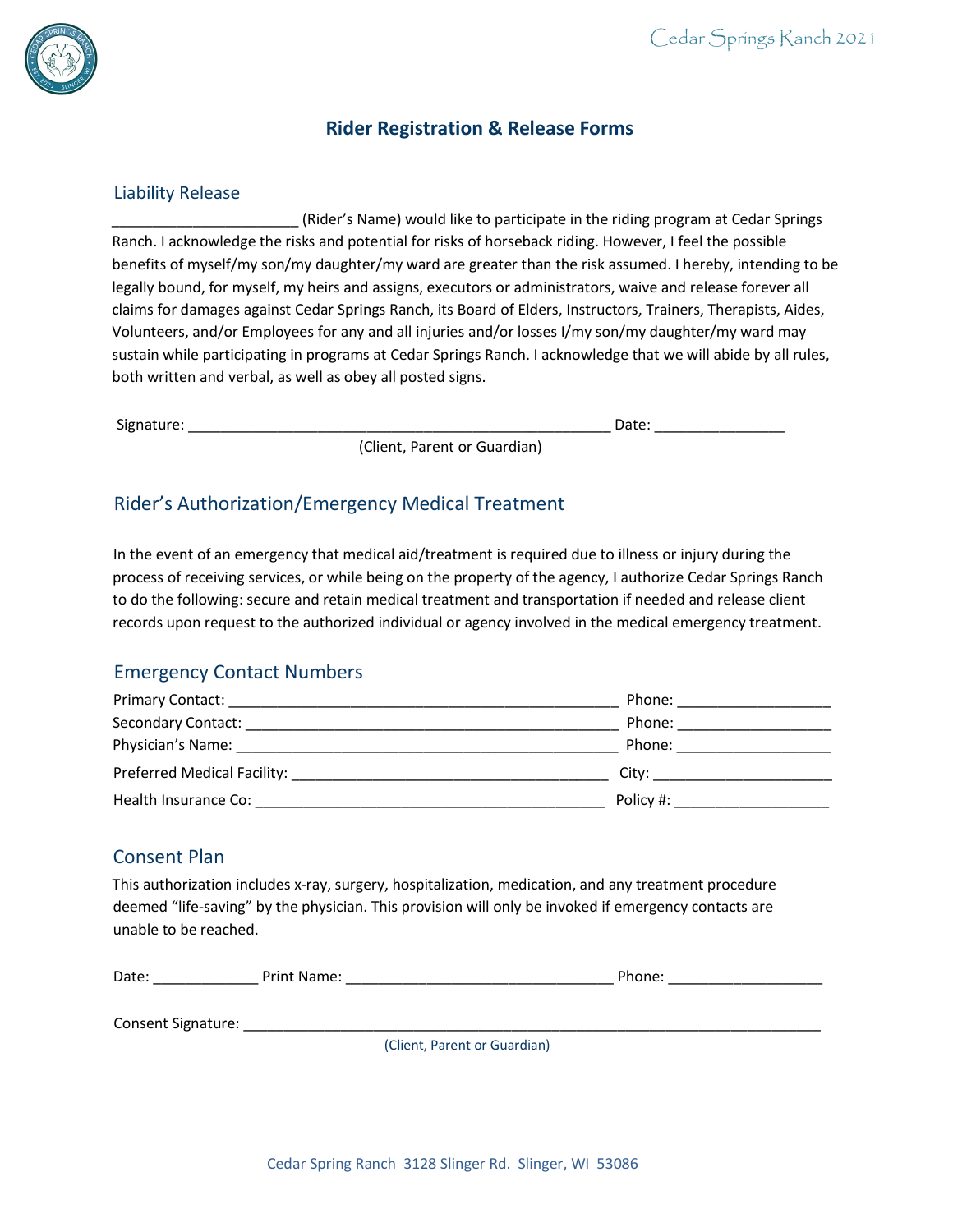## Rider Registration & Release Forms

### Liability Release

______________________ (Rider's Name) would like to participate in the riding program at Cedar Springs Ranch. I acknowledge the risks and potential for risks of horseback riding. However, I feel the possible benefits of myself/my son/my daughter/my ward are greater than the risk assumed. I hereby, intending to be legally bound, for myself, my heirs and assigns, executors or administrators, waive and release forever all claims for damages against Cedar Springs Ranch, its Board of Elders, Instructors, Trainers, Therapists, Aides, Volunteers, and/or Employees for any and all injuries and/or losses I/my son/my daughter/my ward may sustain while participating in programs at Cedar Springs Ranch. I acknowledge that we will abide by all rules, both written and verbal, as well as obey all posted signs.

Signature: ____________________________________________________ Date: ________________

(Client, Parent or Guardian)

### Rider's Authorization/Emergency Medical Treatment

In the event of an emergency that medical aid/treatment is required due to illness or injury during the process of receiving services, or while being on the property of the agency, I authorize Cedar Springs Ranch to do the following: secure and retain medical treatment and transportation if needed and release client records upon request to the authorized individual or agency involved in the medical emergency treatment.

### Emergency Contact Numbers

Primary Contact: ________________________________________________ Phone: ___________________

Secondary Contact: ______________________________________________ Phone: ___________________

Physician's Name: _______________________________________________ Phone: ___________________

Preferred Medical Facility: ________________________________________ City: ______________________

Health Insurance Co: ____________________________________________ Policy #: ___________________

### Consent Plan

This authorization includes x-ray, surgery, hospitalization, medication, and any treatment procedure deemed "life-saving" by the physician. This provision will only be invoked if emergency contacts are unable to be reached.

Date: _____________ Print Name: _________________________________ Phone: ___________________

Consent Signature: _______________________________________________________________________

(Client, Parent or Guardian)

Cedar Spring Ranch 3128 Slinger Rd. Slinger, WI 53086